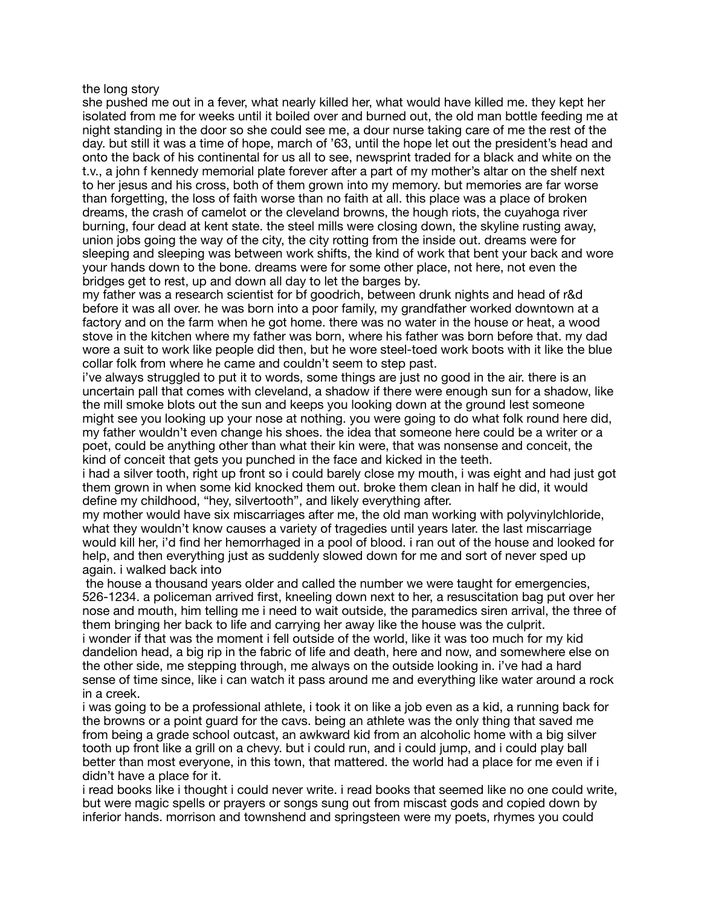the long story

she pushed me out in a fever, what nearly killed her, what would have killed me. they kept her isolated from me for weeks until it boiled over and burned out, the old man bottle feeding me at night standing in the door so she could see me, a dour nurse taking care of me the rest of the day. but still it was a time of hope, march of '63, until the hope let out the president's head and onto the back of his continental for us all to see, newsprint traded for a black and white on the t.v., a john f kennedy memorial plate forever after a part of my mother's altar on the shelf next to her jesus and his cross, both of them grown into my memory. but memories are far worse than forgetting, the loss of faith worse than no faith at all. this place was a place of broken dreams, the crash of camelot or the cleveland browns, the hough riots, the cuyahoga river burning, four dead at kent state. the steel mills were closing down, the skyline rusting away, union jobs going the way of the city, the city rotting from the inside out. dreams were for sleeping and sleeping was between work shifts, the kind of work that bent your back and wore your hands down to the bone. dreams were for some other place, not here, not even the bridges get to rest, up and down all day to let the barges by.

my father was a research scientist for bf goodrich, between drunk nights and head of r&d before it was all over. he was born into a poor family, my grandfather worked downtown at a factory and on the farm when he got home. there was no water in the house or heat, a wood stove in the kitchen where my father was born, where his father was born before that. my dad wore a suit to work like people did then, but he wore steel-toed work boots with it like the blue collar folk from where he came and couldn't seem to step past.

i've always struggled to put it to words, some things are just no good in the air. there is an uncertain pall that comes with cleveland, a shadow if there were enough sun for a shadow, like the mill smoke blots out the sun and keeps you looking down at the ground lest someone might see you looking up your nose at nothing. you were going to do what folk round here did, my father wouldn't even change his shoes. the idea that someone here could be a writer or a poet, could be anything other than what their kin were, that was nonsense and conceit, the kind of conceit that gets you punched in the face and kicked in the teeth.

i had a silver tooth, right up front so i could barely close my mouth, i was eight and had just got them grown in when some kid knocked them out. broke them clean in half he did, it would define my childhood, "hey, silvertooth", and likely everything after.

my mother would have six miscarriages after me, the old man working with polyvinylchloride, what they wouldn't know causes a variety of tragedies until years later. the last miscarriage would kill her, i'd find her hemorrhaged in a pool of blood. i ran out of the house and looked for help, and then everything just as suddenly slowed down for me and sort of never sped up again. i walked back into the house a thousand years older and called the number we were taught for emergencies, 526-1234. a policeman arrived first, kneeling down next to her, a resuscitation bag put over her nose and mouth, him telling me i need to wait outside, the paramedics siren arrival, the three of them bringing her back to life and carrying her away like the house was the culprit.

i wonder if that was the moment i fell outside of the world, like it was too much for my kid dandelion head, a big rip in the fabric of life and death, here and now, and somewhere else on the other side, me stepping through, me always on the outside looking in. i've had a hard sense of time since, like i can watch it pass around me and everything like water around a rock in a creek.

i was going to be a professional athlete, i took it on like a job even as a kid, a running back for the browns or a point guard for the cavs. being an athlete was the only thing that saved me from being a grade school outcast, an awkward kid from an alcoholic home with a big silver tooth up front like a grill on a chevy. but i could run, and i could jump, and i could play ball better than most everyone, in this town, that mattered. the world had a place for me even if i didn't have a place for it.

i read books like i thought i could never write. i read books that seemed like no one could write, but were magic spells or prayers or songs sung out from miscast gods and copied down by inferior hands. morrison and townshend and springsteen were my poets, rhymes you could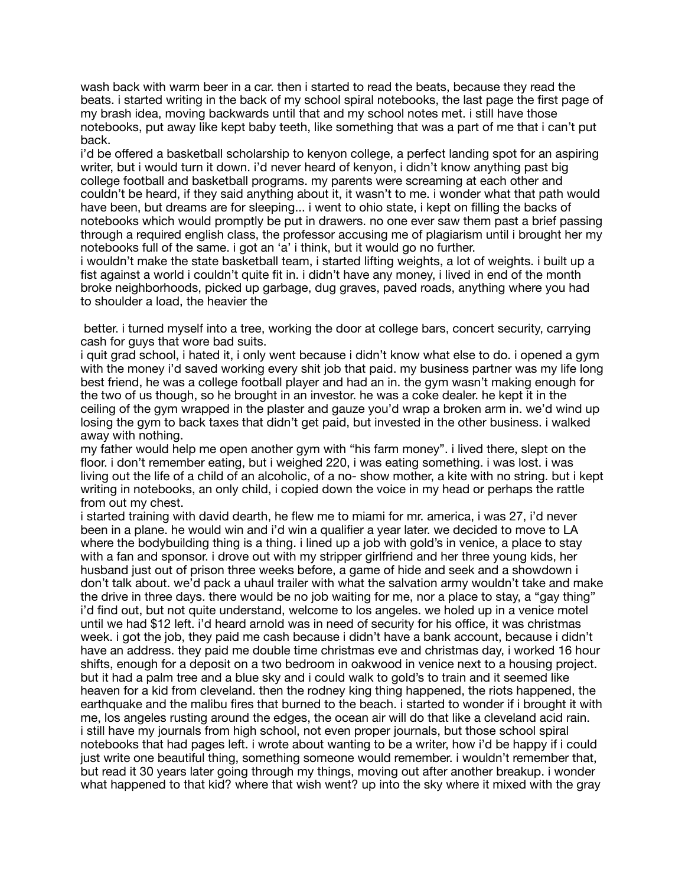wash back with warm beer in a car. then i started to read the beats, because they read the beats. i started writing in the back of my school spiral notebooks, the last page the first page of my brash idea, moving backwards until that and my school notes met. i still have those notebooks, put away like kept baby teeth, like something that was a part of me that i can't put back.

i'd be offered a basketball scholarship to kenyon college, a perfect landing spot for an aspiring writer, but i would turn it down. i'd never heard of kenyon, i didn't know anything past big college football and basketball programs. my parents were screaming at each other and couldn't be heard, if they said anything about it, it wasn't to me. i wonder what that path would have been, but dreams are for sleeping... i went to ohio state, i kept on filling the backs of notebooks which would promptly be put in drawers. no one ever saw them past a brief passing through a required english class, the professor accusing me of plagiarism until i brought her my notebooks full of the same. i got an 'a' i think, but it would go no further.

i wouldn't make the state basketball team, i started lifting weights, a lot of weights. i built up a fist against a world i couldn't quite fit in. i didn't have any money, i lived in end of the month broke neighborhoods, picked up garbage, dug graves, paved roads, anything where you had to shoulder a load, the heavier the better. i turned myself into a tree, working the door at college bars, concert security, carrying cash for guys that wore bad suits.

i quit grad school, i hated it, i only went because i didn't know what else to do. i opened a gym with the money i'd saved working every shit job that paid. my business partner was my life long best friend, he was a college football player and had an in. the gym wasn't making enough for the two of us though, so he brought in an investor. he was a coke dealer. he kept it in the ceiling of the gym wrapped in the plaster and gauze you'd wrap a broken arm in. we'd wind up losing the gym to back taxes that didn't get paid, but invested in the other business. i walked away with nothing.

my father would help me open another gym with "his farm money". i lived there, slept on the floor. i don't remember eating, but i weighed 220, i was eating something. i was lost. i was living out the life of a child of an alcoholic, of a no- show mother, a kite with no string. but i kept writing in notebooks, an only child, i copied down the voice in my head or perhaps the rattle from out my chest.

i started training with david dearth, he flew me to miami for mr. america, i was 27, i'd never been in a plane. he would win and i'd win a qualifier a year later. we decided to move to LA where the bodybuilding thing is a thing. i lined up a job with gold's in venice, a place to stay with a fan and sponsor. i drove out with my stripper girlfriend and her three young kids, her husband just out of prison three weeks before, a game of hide and seek and a showdown i don't talk about. we'd pack a uhaul trailer with what the salvation army wouldn't take and make the drive in three days. there would be no job waiting for me, nor a place to stay, a "gay thing" i'd find out, but not quite understand, welcome to los angeles. we holed up in a venice motel until we had $12 left. i'd heard arnold was in need of security for his office, it was christmas week. i got the job, they paid me cash because i didn't have a bank account, because i didn't have an address. they paid me double time christmas eve and christmas day, i worked 16 hour shifts, enough for a deposit on a two bedroom in oakwood in venice next to a housing project. but it had a palm tree and a blue sky and i could walk to gold's to train and it seemed like heaven for a kid from cleveland. then the rodney king thing happened, the riots happened, the earthquake and the malibu fires that burned to the beach. i started to wonder if i brought it with me, los angeles rusting around the edges, the ocean air will do that like a cleveland acid rain.

i still have my journals from high school, not even proper journals, but those school spiral notebooks that had pages left. i wrote about wanting to be a writer, how i'd be happy if i could just write one beautiful thing, something someone would remember. i wouldn't remember that, but read it 30 years later going through my things, moving out after another breakup. i wonder what happened to that kid? where that wish went? up into the sky where it mixed with the gray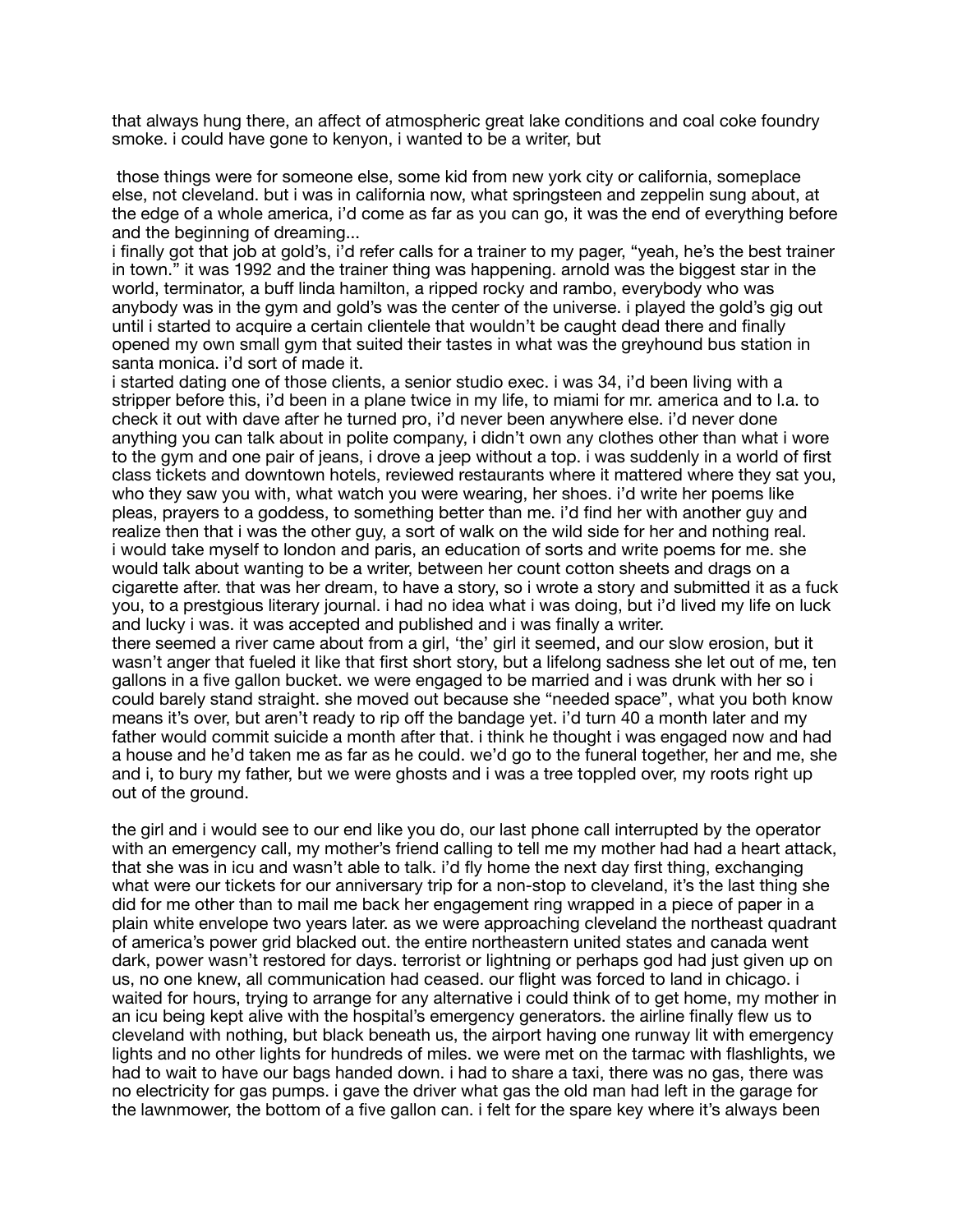that always hung there, an affect of atmospheric great lake conditions and coal coke foundry smoke. i could have gone to kenyon, i wanted to be a writer, but

those things were for someone else, some kid from new york city or california, someplace else, not cleveland. but i was in california now, what springsteen and zeppelin sung about, at the edge of a whole america, i'd come as far as you can go, it was the end of everything before and the beginning of dreaming...
i finally got that job at gold's, i'd refer calls for a trainer to my pager, "yeah, he's the best trainer in town." it was 1992 and the trainer thing was happening. arnold was the biggest star in the world, terminator, a buff linda hamilton, a ripped rocky and rambo, everybody who was anybody was in the gym and gold's was the center of the universe. i played the gold's gig out until i started to acquire a certain clientele that wouldn't be caught dead there and finally opened my own small gym that suited their tastes in what was the greyhound bus station in santa monica. i'd sort of made it.
i started dating one of those clients, a senior studio exec. i was 34, i'd been living with a stripper before this, i'd been in a plane twice in my life, to miami for mr. america and to l.a. to check it out with dave after he turned pro, i'd never been anywhere else. i'd never done anything you can talk about in polite company, i didn't own any clothes other than what i wore to the gym and one pair of jeans, i drove a jeep without a top. i was suddenly in a world of first class tickets and downtown hotels, reviewed restaurants where it mattered where they sat you, who they saw you with, what watch you were wearing, her shoes. i'd write her poems like pleas, prayers to a goddess, to something better than me. i'd find her with another guy and realize then that i was the other guy, a sort of walk on the wild side for her and nothing real. i would take myself to london and paris, an education of sorts and write poems for me. she would talk about wanting to be a writer, between her count cotton sheets and drags on a cigarette after. that was her dream, to have a story, so i wrote a story and submitted it as a fuck you, to a prestgious literary journal. i had no idea what i was doing, but i'd lived my life on luck and lucky i was. it was accepted and published and i was finally a writer.
there seemed a river came about from a girl, 'the' girl it seemed, and our slow erosion, but it wasn't anger that fueled it like that first short story, but a lifelong sadness she let out of me, ten gallons in a five gallon bucket. we were engaged to be married and i was drunk with her so i could barely stand straight. she moved out because she "needed space", what you both know means it's over, but aren't ready to rip off the bandage yet. i'd turn 40 a month later and my father would commit suicide a month after that. i think he thought i was engaged now and had a house and he'd taken me as far as he could. we'd go to the funeral together, her and me, she and i, to bury my father, but we were ghosts and i was a tree toppled over, my roots right up out of the ground.

the girl and i would see to our end like you do, our last phone call interrupted by the operator with an emergency call, my mother's friend calling to tell me my mother had had a heart attack, that she was in icu and wasn't able to talk. i'd fly home the next day first thing, exchanging what were our tickets for our anniversary trip for a non-stop to cleveland, it's the last thing she did for me other than to mail me back her engagement ring wrapped in a piece of paper in a plain white envelope two years later. as we were approaching cleveland the northeast quadrant of america's power grid blacked out. the entire northeastern united states and canada went dark, power wasn't restored for days. terrorist or lightning or perhaps god had just given up on us, no one knew, all communication had ceased. our flight was forced to land in chicago. i waited for hours, trying to arrange for any alternative i could think of to get home, my mother in an icu being kept alive with the hospital's emergency generators. the airline finally flew us to cleveland with nothing, but black beneath us, the airport having one runway lit with emergency lights and no other lights for hundreds of miles. we were met on the tarmac with flashlights, we had to wait to have our bags handed down. i had to share a taxi, there was no gas, there was no electricity for gas pumps. i gave the driver what gas the old man had left in the garage for the lawnmower, the bottom of a five gallon can. i felt for the spare key where it's always been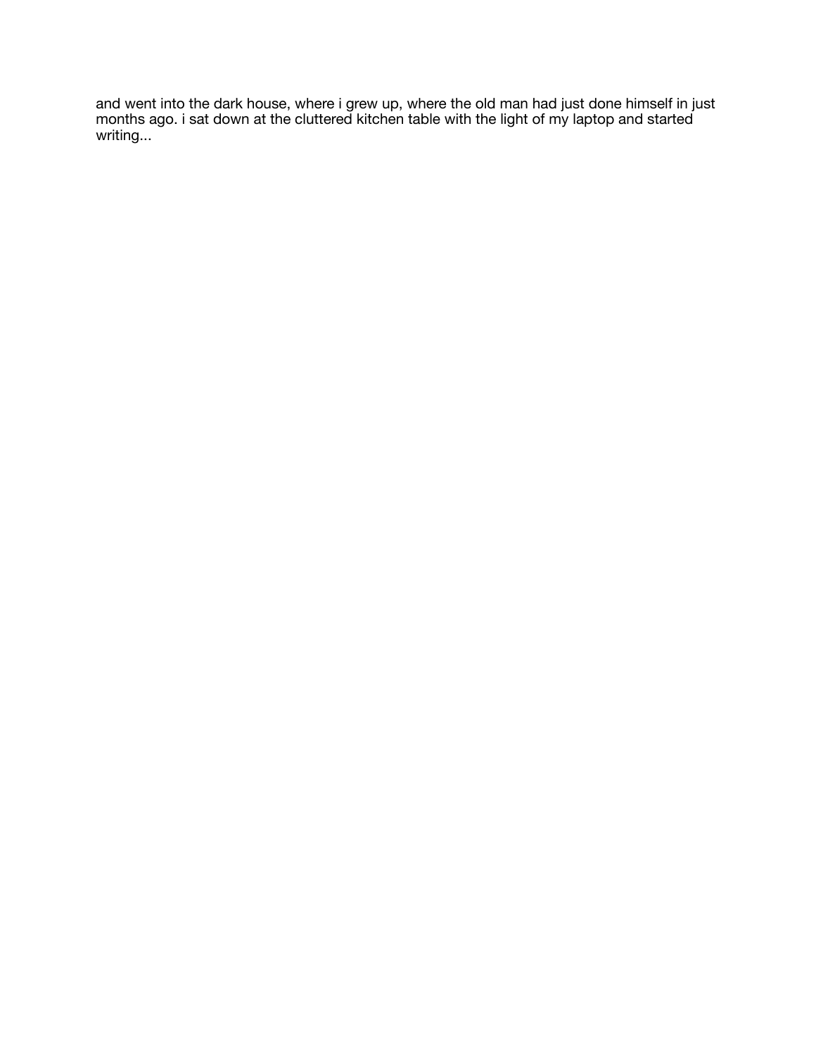and went into the dark house, where i grew up, where the old man had just done himself in just months ago. i sat down at the cluttered kitchen table with the light of my laptop and started writing...